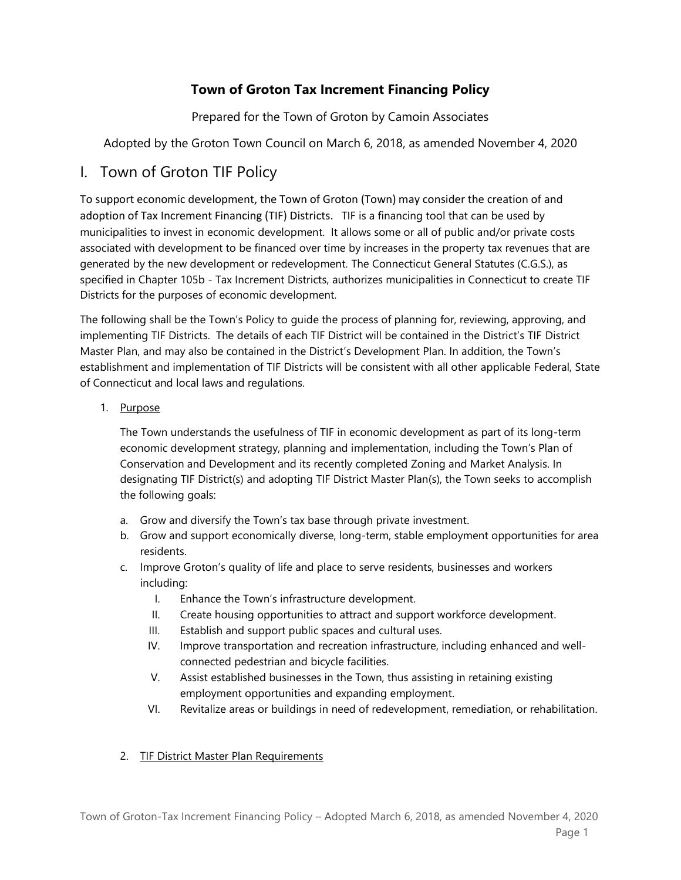# Town of Groton Tax Increment Financing Policy

Prepared for the Town of Groton by Camoin Associates

Adopted by the Groton Town Council on March 6, 2018, as amended November 4, 2020

## I. Town of Groton TIF Policy

To support economic development, the Town of Groton (Town) may consider the creation of and adoption of Tax Increment Financing (TIF) Districts. TIF is a financing tool that can be used by municipalities to invest in economic development. It allows some or all of public and/or private costs associated with development to be financed over time by increases in the property tax revenues that are generated by the new development or redevelopment. The Connecticut General Statutes (C.G.S.), as specified in Chapter 105b - Tax Increment Districts, authorizes municipalities in Connecticut to create TIF Districts for the purposes of economic development.

The following shall be the Town's Policy to guide the process of planning for, reviewing, approving, and implementing TIF Districts. The details of each TIF District will be contained in the District's TIF District Master Plan, and may also be contained in the District's Development Plan. In addition, the Town's establishment and implementation of TIF Districts will be consistent with all other applicable Federal, State of Connecticut and local laws and regulations.

1. <u>Purpose</u>

   The Town understands the usefulness of TIF in economic development as part of its long-term economic development strategy, planning and implementation, including the Town's Plan of Conservation and Development and its recently completed Zoning and Market Analysis. In designating TIF District(s) and adopting TIF District Master Plan(s), the Town seeks to accomplish the following goals:

   a. Grow and diversify the Town's tax base through private investment.
   b. Grow and support economically diverse, long-term, stable employment opportunities for area residents.
   c. Improve Groton's quality of life and place to serve residents, businesses and workers including:
      I. Enhance the Town's infrastructure development.
      II. Create housing opportunities to attract and support workforce development.
      III. Establish and support public spaces and cultural uses.
      IV. Improve transportation and recreation infrastructure, including enhanced and well-connected pedestrian and bicycle facilities.
      V. Assist established businesses in the Town, thus assisting in retaining existing employment opportunities and expanding employment.
      VI. Revitalize areas or buildings in need of redevelopment, remediation, or rehabilitation.

2. <u>TIF District Master Plan Requirements</u>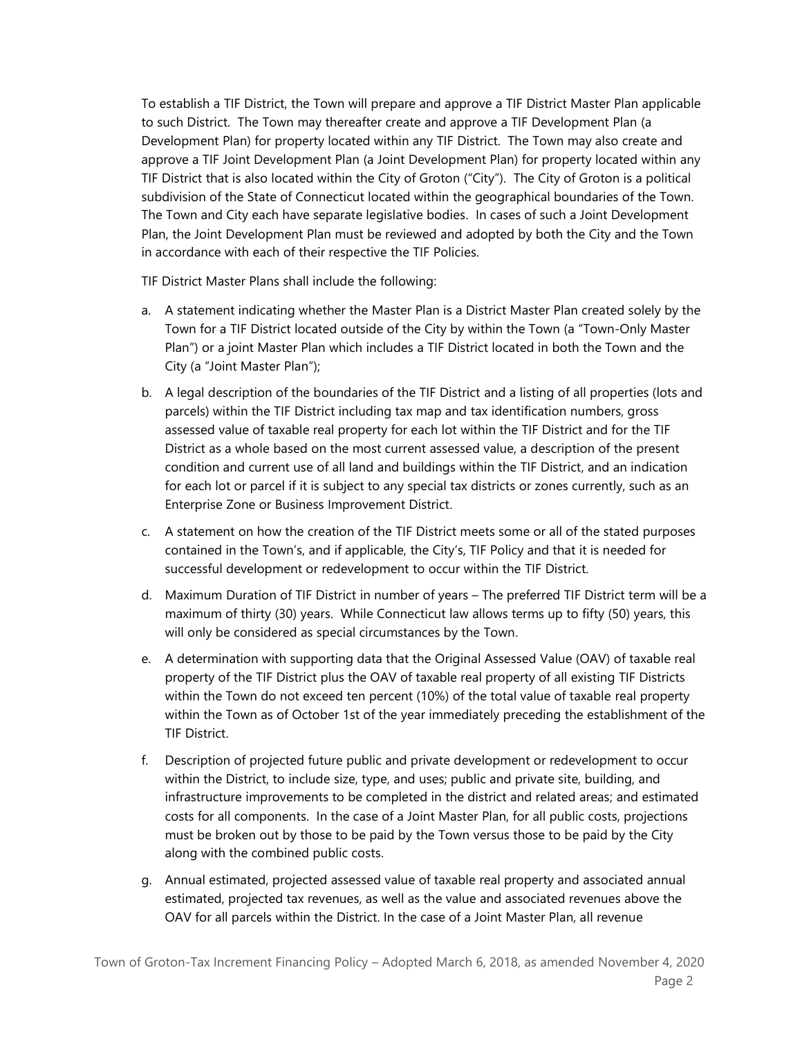To establish a TIF District, the Town will prepare and approve a TIF District Master Plan applicable to such District. The Town may thereafter create and approve a TIF Development Plan (a Development Plan) for property located within any TIF District. The Town may also create and approve a TIF Joint Development Plan (a Joint Development Plan) for property located within any TIF District that is also located within the City of Groton ("City"). The City of Groton is a political subdivision of the State of Connecticut located within the geographical boundaries of the Town. The Town and City each have separate legislative bodies. In cases of such a Joint Development Plan, the Joint Development Plan must be reviewed and adopted by both the City and the Town in accordance with each of their respective the TIF Policies.

TIF District Master Plans shall include the following:

a. A statement indicating whether the Master Plan is a District Master Plan created solely by the Town for a TIF District located outside of the City by within the Town (a "Town-Only Master Plan") or a joint Master Plan which includes a TIF District located in both the Town and the City (a "Joint Master Plan");

b. A legal description of the boundaries of the TIF District and a listing of all properties (lots and parcels) within the TIF District including tax map and tax identification numbers, gross assessed value of taxable real property for each lot within the TIF District and for the TIF District as a whole based on the most current assessed value, a description of the present condition and current use of all land and buildings within the TIF District, and an indication for each lot or parcel if it is subject to any special tax districts or zones currently, such as an Enterprise Zone or Business Improvement District.

c. A statement on how the creation of the TIF District meets some or all of the stated purposes contained in the Town's, and if applicable, the City's, TIF Policy and that it is needed for successful development or redevelopment to occur within the TIF District.

d. Maximum Duration of TIF District in number of years – The preferred TIF District term will be a maximum of thirty (30) years. While Connecticut law allows terms up to fifty (50) years, this will only be considered as special circumstances by the Town.

e. A determination with supporting data that the Original Assessed Value (OAV) of taxable real property of the TIF District plus the OAV of taxable real property of all existing TIF Districts within the Town do not exceed ten percent (10%) of the total value of taxable real property within the Town as of October 1st of the year immediately preceding the establishment of the TIF District.

f. Description of projected future public and private development or redevelopment to occur within the District, to include size, type, and uses; public and private site, building, and infrastructure improvements to be completed in the district and related areas; and estimated costs for all components. In the case of a Joint Master Plan, for all public costs, projections must be broken out by those to be paid by the Town versus those to be paid by the City along with the combined public costs.

g. Annual estimated, projected assessed value of taxable real property and associated annual estimated, projected tax revenues, as well as the value and associated revenues above the OAV for all parcels within the District. In the case of a Joint Master Plan, all revenue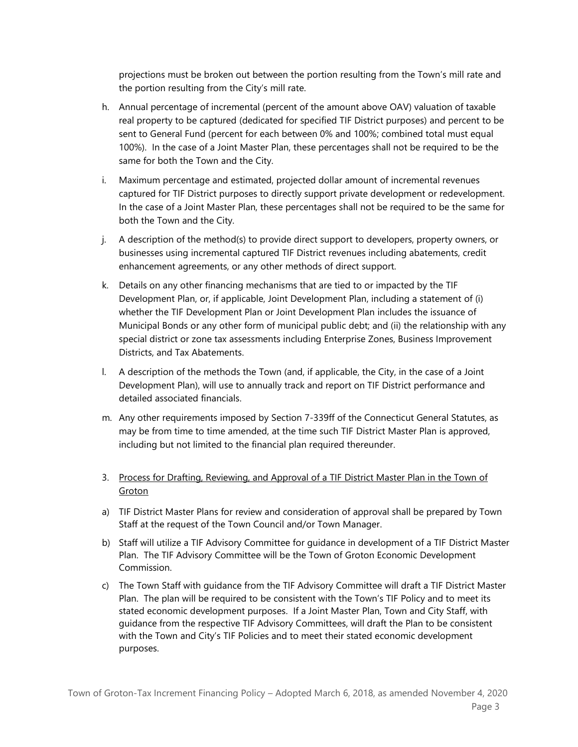projections must be broken out between the portion resulting from the Town's mill rate and the portion resulting from the City's mill rate.

h. Annual percentage of incremental (percent of the amount above OAV) valuation of taxable real property to be captured (dedicated for specified TIF District purposes) and percent to be sent to General Fund (percent for each between 0% and 100%; combined total must equal 100%). In the case of a Joint Master Plan, these percentages shall not be required to be the same for both the Town and the City.

i. Maximum percentage and estimated, projected dollar amount of incremental revenues captured for TIF District purposes to directly support private development or redevelopment. In the case of a Joint Master Plan, these percentages shall not be required to be the same for both the Town and the City.

j. A description of the method(s) to provide direct support to developers, property owners, or businesses using incremental captured TIF District revenues including abatements, credit enhancement agreements, or any other methods of direct support.

k. Details on any other financing mechanisms that are tied to or impacted by the TIF Development Plan, or, if applicable, Joint Development Plan, including a statement of (i) whether the TIF Development Plan or Joint Development Plan includes the issuance of Municipal Bonds or any other form of municipal public debt; and (ii) the relationship with any special district or zone tax assessments including Enterprise Zones, Business Improvement Districts, and Tax Abatements.

l. A description of the methods the Town (and, if applicable, the City, in the case of a Joint Development Plan), will use to annually track and report on TIF District performance and detailed associated financials.

m. Any other requirements imposed by Section 7-339ff of the Connecticut General Statutes, as may be from time to time amended, at the time such TIF District Master Plan is approved, including but not limited to the financial plan required thereunder.

3. Process for Drafting, Reviewing, and Approval of a TIF District Master Plan in the Town of Groton

a) TIF District Master Plans for review and consideration of approval shall be prepared by Town Staff at the request of the Town Council and/or Town Manager.

b) Staff will utilize a TIF Advisory Committee for guidance in development of a TIF District Master Plan. The TIF Advisory Committee will be the Town of Groton Economic Development Commission.

c) The Town Staff with guidance from the TIF Advisory Committee will draft a TIF District Master Plan. The plan will be required to be consistent with the Town's TIF Policy and to meet its stated economic development purposes. If a Joint Master Plan, Town and City Staff, with guidance from the respective TIF Advisory Committees, will draft the Plan to be consistent with the Town and City's TIF Policies and to meet their stated economic development purposes.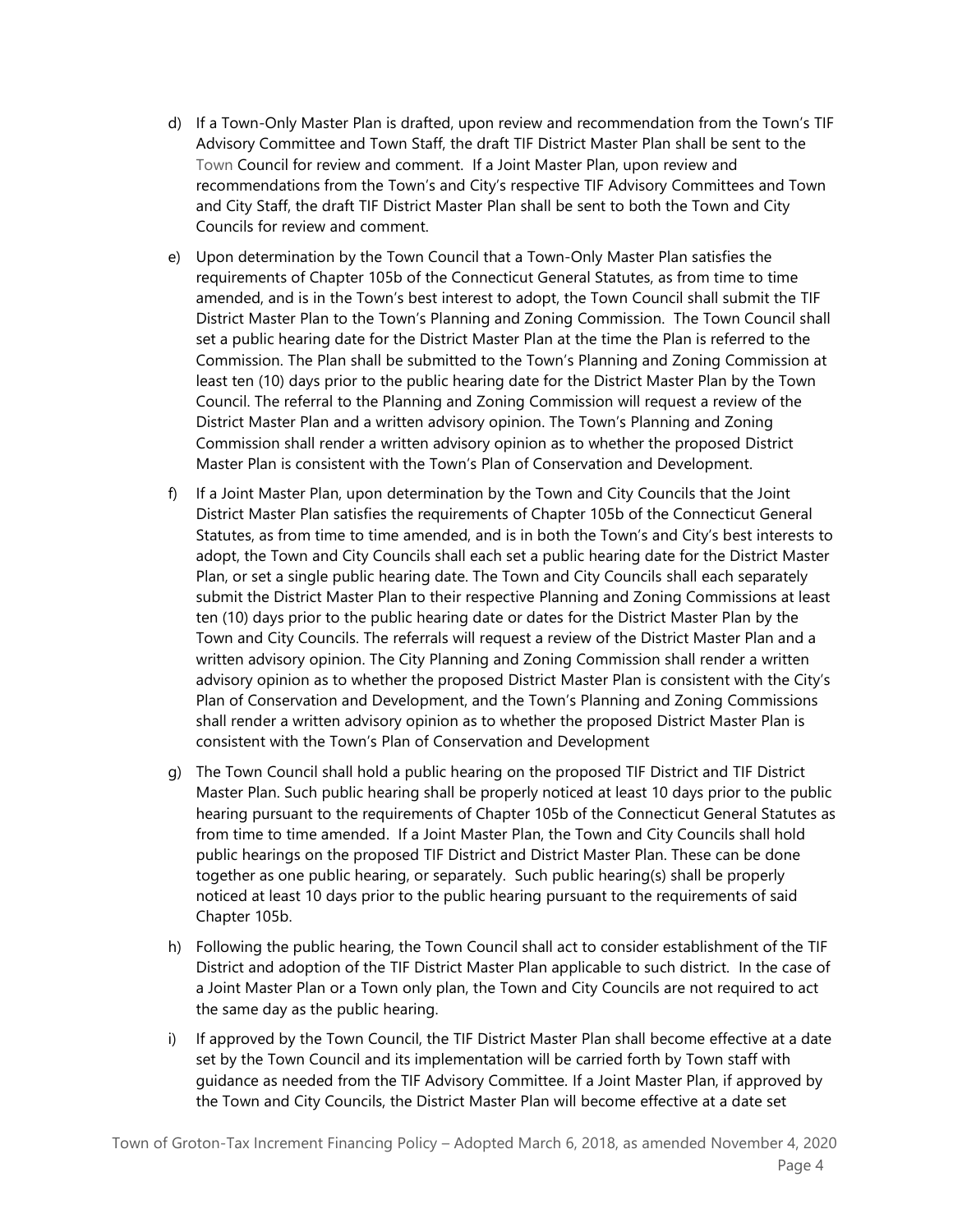d) If a Town-Only Master Plan is drafted, upon review and recommendation from the Town's TIF Advisory Committee and Town Staff, the draft TIF District Master Plan shall be sent to the Town Council for review and comment. If a Joint Master Plan, upon review and recommendations from the Town's and City's respective TIF Advisory Committees and Town and City Staff, the draft TIF District Master Plan shall be sent to both the Town and City Councils for review and comment.

e) Upon determination by the Town Council that a Town-Only Master Plan satisfies the requirements of Chapter 105b of the Connecticut General Statutes, as from time to time amended, and is in the Town's best interest to adopt, the Town Council shall submit the TIF District Master Plan to the Town's Planning and Zoning Commission. The Town Council shall set a public hearing date for the District Master Plan at the time the Plan is referred to the Commission. The Plan shall be submitted to the Town's Planning and Zoning Commission at least ten (10) days prior to the public hearing date for the District Master Plan by the Town Council. The referral to the Planning and Zoning Commission will request a review of the District Master Plan and a written advisory opinion. The Town's Planning and Zoning Commission shall render a written advisory opinion as to whether the proposed District Master Plan is consistent with the Town's Plan of Conservation and Development.

f) If a Joint Master Plan, upon determination by the Town and City Councils that the Joint District Master Plan satisfies the requirements of Chapter 105b of the Connecticut General Statutes, as from time to time amended, and is in both the Town's and City's best interests to adopt, the Town and City Councils shall each set a public hearing date for the District Master Plan, or set a single public hearing date. The Town and City Councils shall each separately submit the District Master Plan to their respective Planning and Zoning Commissions at least ten (10) days prior to the public hearing date or dates for the District Master Plan by the Town and City Councils. The referrals will request a review of the District Master Plan and a written advisory opinion. The City Planning and Zoning Commission shall render a written advisory opinion as to whether the proposed District Master Plan is consistent with the City's Plan of Conservation and Development, and the Town's Planning and Zoning Commissions shall render a written advisory opinion as to whether the proposed District Master Plan is consistent with the Town's Plan of Conservation and Development

g) The Town Council shall hold a public hearing on the proposed TIF District and TIF District Master Plan. Such public hearing shall be properly noticed at least 10 days prior to the public hearing pursuant to the requirements of Chapter 105b of the Connecticut General Statutes as from time to time amended. If a Joint Master Plan, the Town and City Councils shall hold public hearings on the proposed TIF District and District Master Plan. These can be done together as one public hearing, or separately. Such public hearing(s) shall be properly noticed at least 10 days prior to the public hearing pursuant to the requirements of said Chapter 105b.

h) Following the public hearing, the Town Council shall act to consider establishment of the TIF District and adoption of the TIF District Master Plan applicable to such district. In the case of a Joint Master Plan or a Town only plan, the Town and City Councils are not required to act the same day as the public hearing.

i) If approved by the Town Council, the TIF District Master Plan shall become effective at a date set by the Town Council and its implementation will be carried forth by Town staff with guidance as needed from the TIF Advisory Committee. If a Joint Master Plan, if approved by the Town and City Councils, the District Master Plan will become effective at a date set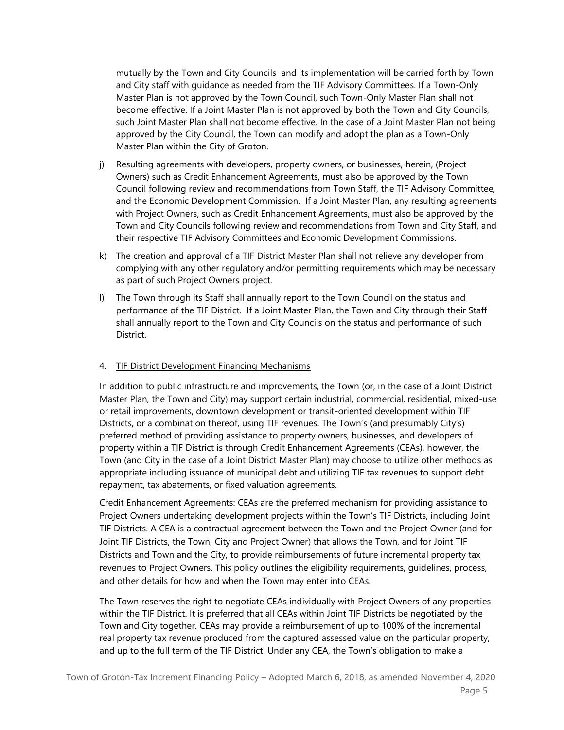mutually by the Town and City Councils and its implementation will be carried forth by Town and City staff with guidance as needed from the TIF Advisory Committees. If a Town-Only Master Plan is not approved by the Town Council, such Town-Only Master Plan shall not become effective. If a Joint Master Plan is not approved by both the Town and City Councils, such Joint Master Plan shall not become effective. In the case of a Joint Master Plan not being approved by the City Council, the Town can modify and adopt the plan as a Town-Only Master Plan within the City of Groton.

j) Resulting agreements with developers, property owners, or businesses, herein, (Project Owners) such as Credit Enhancement Agreements, must also be approved by the Town Council following review and recommendations from Town Staff, the TIF Advisory Committee, and the Economic Development Commission. If a Joint Master Plan, any resulting agreements with Project Owners, such as Credit Enhancement Agreements, must also be approved by the Town and City Councils following review and recommendations from Town and City Staff, and their respective TIF Advisory Committees and Economic Development Commissions.

k) The creation and approval of a TIF District Master Plan shall not relieve any developer from complying with any other regulatory and/or permitting requirements which may be necessary as part of such Project Owners project.

l) The Town through its Staff shall annually report to the Town Council on the status and performance of the TIF District. If a Joint Master Plan, the Town and City through their Staff shall annually report to the Town and City Councils on the status and performance of such District.

4. TIF District Development Financing Mechanisms

In addition to public infrastructure and improvements, the Town (or, in the case of a Joint District Master Plan, the Town and City) may support certain industrial, commercial, residential, mixed-use or retail improvements, downtown development or transit-oriented development within TIF Districts, or a combination thereof, using TIF revenues. The Town's (and presumably City's) preferred method of providing assistance to property owners, businesses, and developers of property within a TIF District is through Credit Enhancement Agreements (CEAs), however, the Town (and City in the case of a Joint District Master Plan) may choose to utilize other methods as appropriate including issuance of municipal debt and utilizing TIF tax revenues to support debt repayment, tax abatements, or fixed valuation agreements.

Credit Enhancement Agreements: CEAs are the preferred mechanism for providing assistance to Project Owners undertaking development projects within the Town's TIF Districts, including Joint TIF Districts. A CEA is a contractual agreement between the Town and the Project Owner (and for Joint TIF Districts, the Town, City and Project Owner) that allows the Town, and for Joint TIF Districts and Town and the City, to provide reimbursements of future incremental property tax revenues to Project Owners. This policy outlines the eligibility requirements, guidelines, process, and other details for how and when the Town may enter into CEAs.

The Town reserves the right to negotiate CEAs individually with Project Owners of any properties within the TIF District. It is preferred that all CEAs within Joint TIF Districts be negotiated by the Town and City together. CEAs may provide a reimbursement of up to 100% of the incremental real property tax revenue produced from the captured assessed value on the particular property, and up to the full term of the TIF District. Under any CEA, the Town's obligation to make a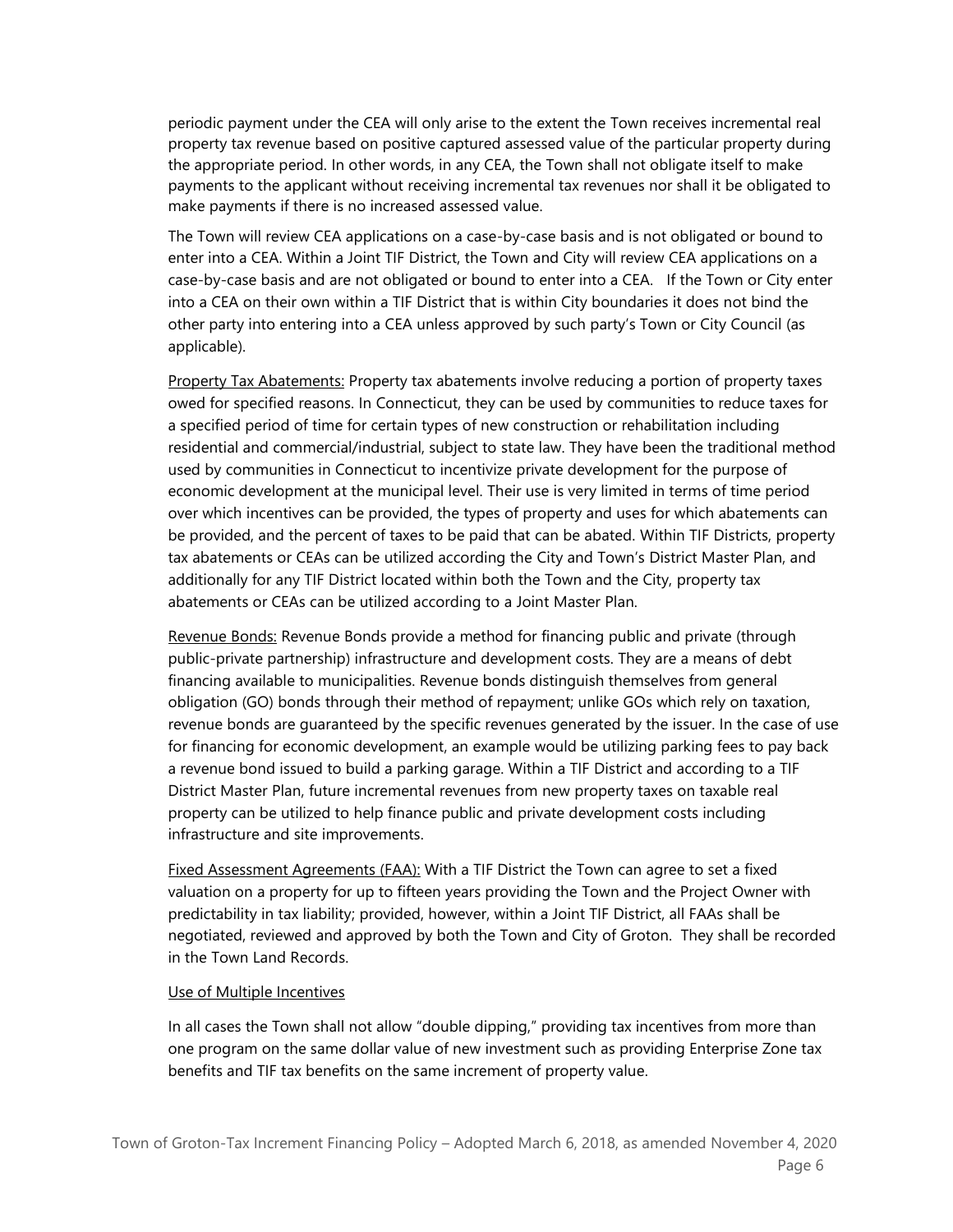periodic payment under the CEA will only arise to the extent the Town receives incremental real property tax revenue based on positive captured assessed value of the particular property during the appropriate period. In other words, in any CEA, the Town shall not obligate itself to make payments to the applicant without receiving incremental tax revenues nor shall it be obligated to make payments if there is no increased assessed value.

The Town will review CEA applications on a case-by-case basis and is not obligated or bound to enter into a CEA. Within a Joint TIF District, the Town and City will review CEA applications on a case-by-case basis and are not obligated or bound to enter into a CEA. If the Town or City enter into a CEA on their own within a TIF District that is within City boundaries it does not bind the other party into entering into a CEA unless approved by such party's Town or City Council (as applicable).

<u>Property Tax Abatements:</u> Property tax abatements involve reducing a portion of property taxes owed for specified reasons. In Connecticut, they can be used by communities to reduce taxes for a specified period of time for certain types of new construction or rehabilitation including residential and commercial/industrial, subject to state law. They have been the traditional method used by communities in Connecticut to incentivize private development for the purpose of economic development at the municipal level. Their use is very limited in terms of time period over which incentives can be provided, the types of property and uses for which abatements can be provided, and the percent of taxes to be paid that can be abated. Within TIF Districts, property tax abatements or CEAs can be utilized according the City and Town's District Master Plan, and additionally for any TIF District located within both the Town and the City, property tax abatements or CEAs can be utilized according to a Joint Master Plan.

<u>Revenue Bonds:</u> Revenue Bonds provide a method for financing public and private (through public-private partnership) infrastructure and development costs. They are a means of debt financing available to municipalities. Revenue bonds distinguish themselves from general obligation (GO) bonds through their method of repayment; unlike GOs which rely on taxation, revenue bonds are guaranteed by the specific revenues generated by the issuer. In the case of use for financing for economic development, an example would be utilizing parking fees to pay back a revenue bond issued to build a parking garage. Within a TIF District and according to a TIF District Master Plan, future incremental revenues from new property taxes on taxable real property can be utilized to help finance public and private development costs including infrastructure and site improvements.

<u>Fixed Assessment Agreements (FAA):</u> With a TIF District the Town can agree to set a fixed valuation on a property for up to fifteen years providing the Town and the Project Owner with predictability in tax liability; provided, however, within a Joint TIF District, all FAAs shall be negotiated, reviewed and approved by both the Town and City of Groton. They shall be recorded in the Town Land Records.

<u>Use of Multiple Incentives</u>

In all cases the Town shall not allow "double dipping," providing tax incentives from more than one program on the same dollar value of new investment such as providing Enterprise Zone tax benefits and TIF tax benefits on the same increment of property value.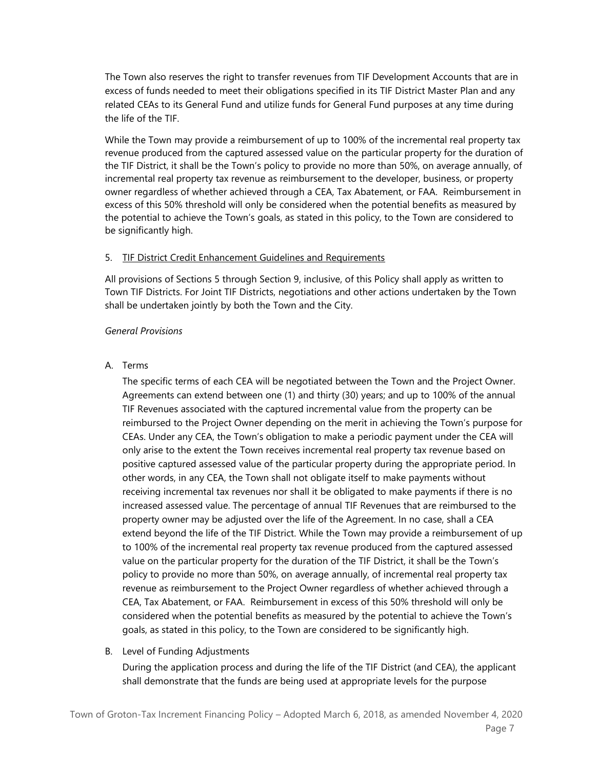The Town also reserves the right to transfer revenues from TIF Development Accounts that are in excess of funds needed to meet their obligations specified in its TIF District Master Plan and any related CEAs to its General Fund and utilize funds for General Fund purposes at any time during the life of the TIF.

While the Town may provide a reimbursement of up to 100% of the incremental real property tax revenue produced from the captured assessed value on the particular property for the duration of the TIF District, it shall be the Town's policy to provide no more than 50%, on average annually, of incremental real property tax revenue as reimbursement to the developer, business, or property owner regardless of whether achieved through a CEA, Tax Abatement, or FAA. Reimbursement in excess of this 50% threshold will only be considered when the potential benefits as measured by the potential to achieve the Town's goals, as stated in this policy, to the Town are considered to be significantly high.

5. <u>TIF District Credit Enhancement Guidelines and Requirements</u>

All provisions of Sections 5 through Section 9, inclusive, of this Policy shall apply as written to Town TIF Districts. For Joint TIF Districts, negotiations and other actions undertaken by the Town shall be undertaken jointly by both the Town and the City.

*General Provisions*

A. Terms

   The specific terms of each CEA will be negotiated between the Town and the Project Owner. Agreements can extend between one (1) and thirty (30) years; and up to 100% of the annual TIF Revenues associated with the captured incremental value from the property can be reimbursed to the Project Owner depending on the merit in achieving the Town's purpose for CEAs. Under any CEA, the Town's obligation to make a periodic payment under the CEA will only arise to the extent the Town receives incremental real property tax revenue based on positive captured assessed value of the particular property during the appropriate period. In other words, in any CEA, the Town shall not obligate itself to make payments without receiving incremental tax revenues nor shall it be obligated to make payments if there is no increased assessed value. The percentage of annual TIF Revenues that are reimbursed to the property owner may be adjusted over the life of the Agreement. In no case, shall a CEA extend beyond the life of the TIF District. While the Town may provide a reimbursement of up to 100% of the incremental real property tax revenue produced from the captured assessed value on the particular property for the duration of the TIF District, it shall be the Town's policy to provide no more than 50%, on average annually, of incremental real property tax revenue as reimbursement to the Project Owner regardless of whether achieved through a CEA, Tax Abatement, or FAA. Reimbursement in excess of this 50% threshold will only be considered when the potential benefits as measured by the potential to achieve the Town's goals, as stated in this policy, to the Town are considered to be significantly high.

B. Level of Funding Adjustments

   During the application process and during the life of the TIF District (and CEA), the applicant shall demonstrate that the funds are being used at appropriate levels for the purpose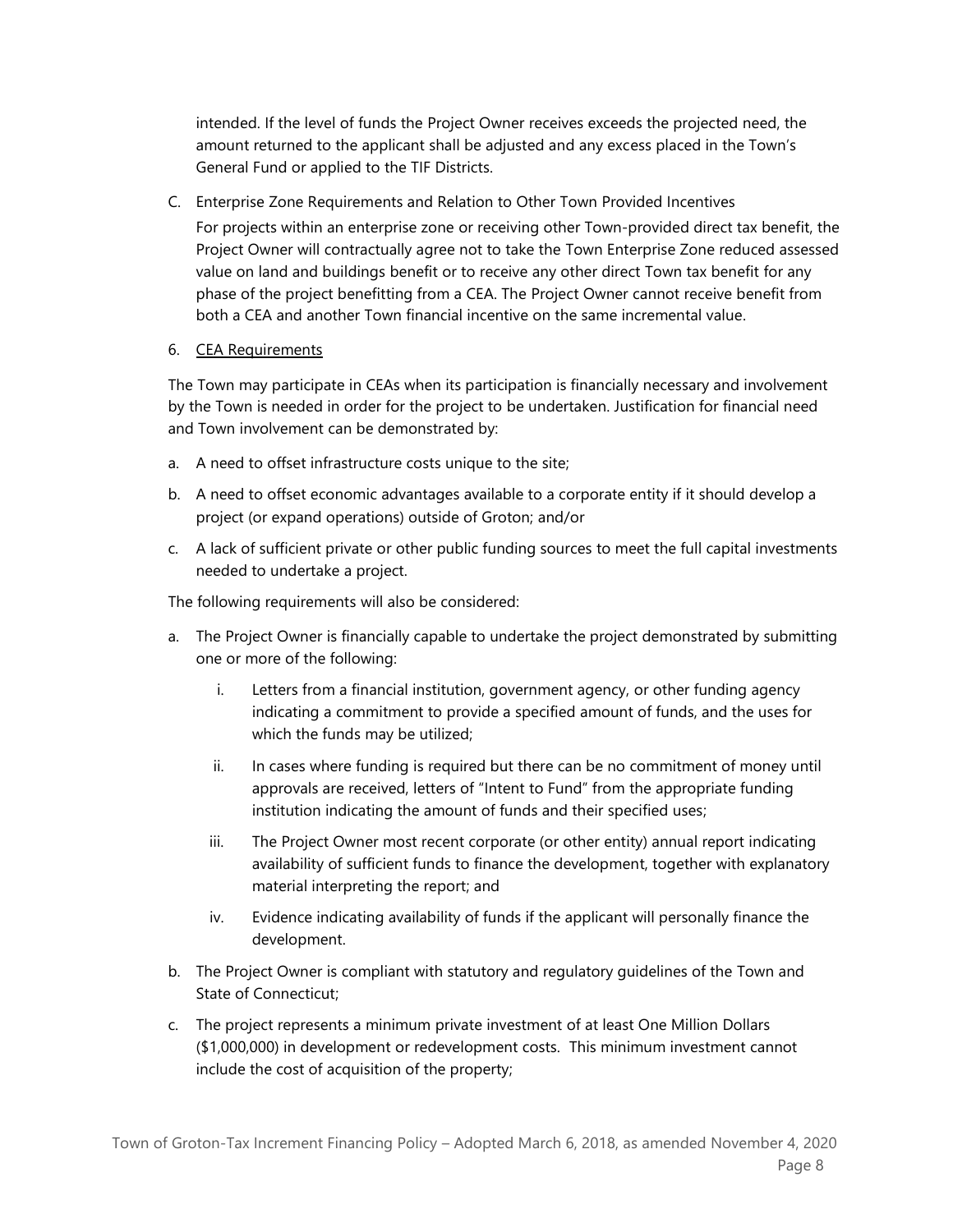intended. If the level of funds the Project Owner receives exceeds the projected need, the amount returned to the applicant shall be adjusted and any excess placed in the Town's General Fund or applied to the TIF Districts.

C. Enterprise Zone Requirements and Relation to Other Town Provided Incentives

For projects within an enterprise zone or receiving other Town-provided direct tax benefit, the Project Owner will contractually agree not to take the Town Enterprise Zone reduced assessed value on land and buildings benefit or to receive any other direct Town tax benefit for any phase of the project benefitting from a CEA. The Project Owner cannot receive benefit from both a CEA and another Town financial incentive on the same incremental value.

6. <u>CEA Requirements</u>

The Town may participate in CEAs when its participation is financially necessary and involvement by the Town is needed in order for the project to be undertaken. Justification for financial need and Town involvement can be demonstrated by:

a. A need to offset infrastructure costs unique to the site;
b. A need to offset economic advantages available to a corporate entity if it should develop a project (or expand operations) outside of Groton; and/or
c. A lack of sufficient private or other public funding sources to meet the full capital investments needed to undertake a project.

The following requirements will also be considered:

a. The Project Owner is financially capable to undertake the project demonstrated by submitting one or more of the following:
    i. Letters from a financial institution, government agency, or other funding agency indicating a commitment to provide a specified amount of funds, and the uses for which the funds may be utilized;
    ii. In cases where funding is required but there can be no commitment of money until approvals are received, letters of "Intent to Fund" from the appropriate funding institution indicating the amount of funds and their specified uses;
    iii. The Project Owner most recent corporate (or other entity) annual report indicating availability of sufficient funds to finance the development, together with explanatory material interpreting the report; and
    iv. Evidence indicating availability of funds if the applicant will personally finance the development.
b. The Project Owner is compliant with statutory and regulatory guidelines of the Town and State of Connecticut;
c. The project represents a minimum private investment of at least One Million Dollars ($1,000,000) in development or redevelopment costs. This minimum investment cannot include the cost of acquisition of the property;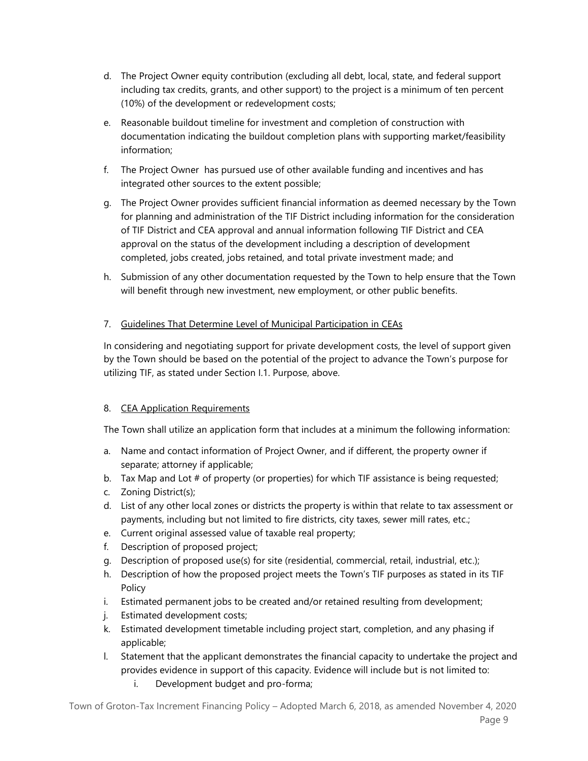d. The Project Owner equity contribution (excluding all debt, local, state, and federal support including tax credits, grants, and other support) to the project is a minimum of ten percent (10%) of the development or redevelopment costs;

e. Reasonable buildout timeline for investment and completion of construction with documentation indicating the buildout completion plans with supporting market/feasibility information;

f. The Project Owner has pursued use of other available funding and incentives and has integrated other sources to the extent possible;

g. The Project Owner provides sufficient financial information as deemed necessary by the Town for planning and administration of the TIF District including information for the consideration of TIF District and CEA approval and annual information following TIF District and CEA approval on the status of the development including a description of development completed, jobs created, jobs retained, and total private investment made; and

h. Submission of any other documentation requested by the Town to help ensure that the Town will benefit through new investment, new employment, or other public benefits.

7. Guidelines That Determine Level of Municipal Participation in CEAs

In considering and negotiating support for private development costs, the level of support given by the Town should be based on the potential of the project to advance the Town's purpose for utilizing TIF, as stated under Section I.1. Purpose, above.

8. CEA Application Requirements

The Town shall utilize an application form that includes at a minimum the following information:

a. Name and contact information of Project Owner, and if different, the property owner if separate; attorney if applicable;
b. Tax Map and Lot # of property (or properties) for which TIF assistance is being requested;
c. Zoning District(s);
d. List of any other local zones or districts the property is within that relate to tax assessment or payments, including but not limited to fire districts, city taxes, sewer mill rates, etc.;
e. Current original assessed value of taxable real property;
f. Description of proposed project;
g. Description of proposed use(s) for site (residential, commercial, retail, industrial, etc.);
h. Description of how the proposed project meets the Town's TIF purposes as stated in its TIF Policy
i. Estimated permanent jobs to be created and/or retained resulting from development;
j. Estimated development costs;
k. Estimated development timetable including project start, completion, and any phasing if applicable;
l. Statement that the applicant demonstrates the financial capacity to undertake the project and provides evidence in support of this capacity. Evidence will include but is not limited to:
    i. Development budget and pro-forma;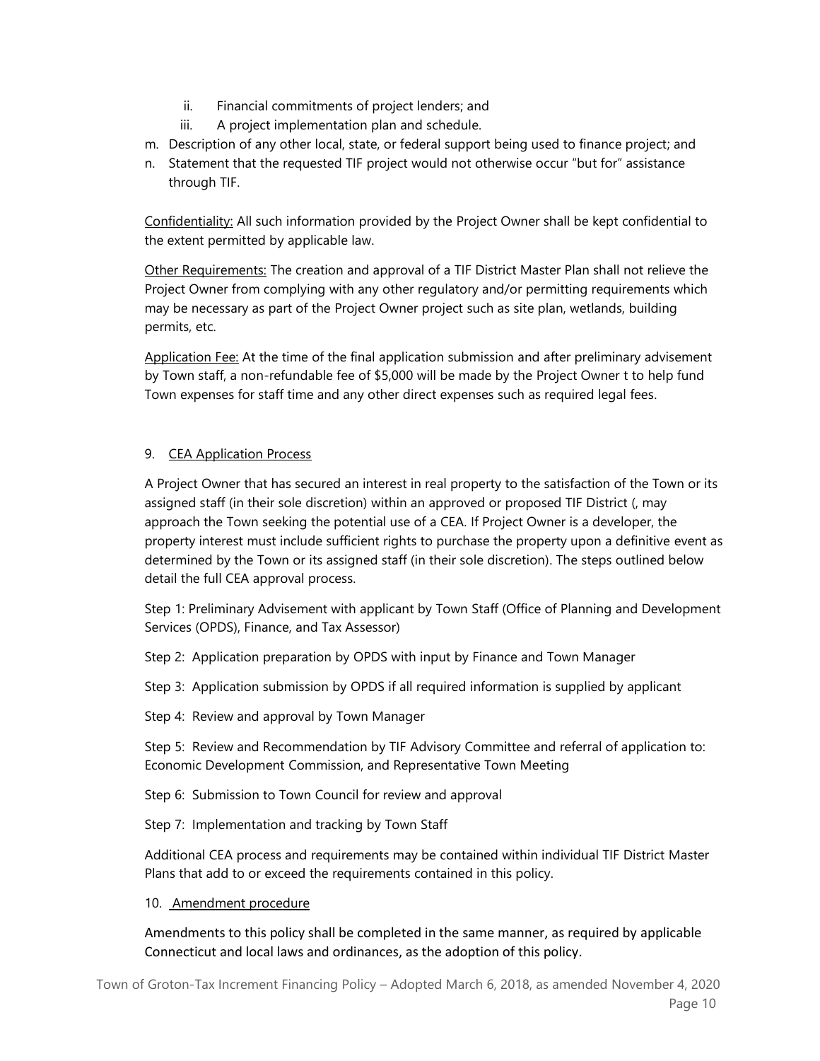ii. Financial commitments of project lenders; and
   iii. A project implementation plan and schedule.

m. Description of any other local, state, or federal support being used to finance project; and
n. Statement that the requested TIF project would not otherwise occur "but for" assistance through TIF.

Confidentiality: All such information provided by the Project Owner shall be kept confidential to the extent permitted by applicable law.

Other Requirements: The creation and approval of a TIF District Master Plan shall not relieve the Project Owner from complying with any other regulatory and/or permitting requirements which may be necessary as part of the Project Owner project such as site plan, wetlands, building permits, etc.

Application Fee: At the time of the final application submission and after preliminary advisement by Town staff, a non-refundable fee of $5,000 will be made by the Project Owner t to help fund Town expenses for staff time and any other direct expenses such as required legal fees.

9. CEA Application Process

A Project Owner that has secured an interest in real property to the satisfaction of the Town or its assigned staff (in their sole discretion) within an approved or proposed TIF District (, may approach the Town seeking the potential use of a CEA. If Project Owner is a developer, the property interest must include sufficient rights to purchase the property upon a definitive event as determined by the Town or its assigned staff (in their sole discretion). The steps outlined below detail the full CEA approval process.

Step 1: Preliminary Advisement with applicant by Town Staff (Office of Planning and Development Services (OPDS), Finance, and Tax Assessor)

Step 2: Application preparation by OPDS with input by Finance and Town Manager

Step 3: Application submission by OPDS if all required information is supplied by applicant

Step 4: Review and approval by Town Manager

Step 5: Review and Recommendation by TIF Advisory Committee and referral of application to: Economic Development Commission, and Representative Town Meeting

Step 6: Submission to Town Council for review and approval

Step 7: Implementation and tracking by Town Staff

Additional CEA process and requirements may be contained within individual TIF District Master Plans that add to or exceed the requirements contained in this policy.

10. Amendment procedure

Amendments to this policy shall be completed in the same manner, as required by applicable Connecticut and local laws and ordinances, as the adoption of this policy.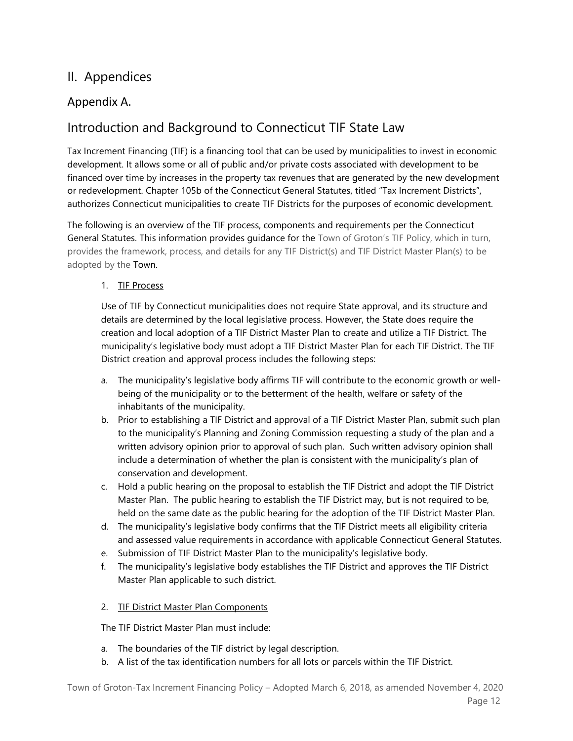# II. Appendices

## Appendix A.

## Introduction and Background to Connecticut TIF State Law

Tax Increment Financing (TIF) is a financing tool that can be used by municipalities to invest in economic development. It allows some or all of public and/or private costs associated with development to be financed over time by increases in the property tax revenues that are generated by the new development or redevelopment. Chapter 105b of the Connecticut General Statutes, titled "Tax Increment Districts", authorizes Connecticut municipalities to create TIF Districts for the purposes of economic development.

The following is an overview of the TIF process, components and requirements per the Connecticut General Statutes. This information provides guidance for the Town of Groton's TIF Policy, which in turn, provides the framework, process, and details for any TIF District(s) and TIF District Master Plan(s) to be adopted by the Town.

1. <u>TIF Process</u>

   Use of TIF by Connecticut municipalities does not require State approval, and its structure and details are determined by the local legislative process. However, the State does require the creation and local adoption of a TIF District Master Plan to create and utilize a TIF District. The municipality's legislative body must adopt a TIF District Master Plan for each TIF District. The TIF District creation and approval process includes the following steps:

   a. The municipality's legislative body affirms TIF will contribute to the economic growth or well-being of the municipality or to the betterment of the health, welfare or safety of the inhabitants of the municipality.
   b. Prior to establishing a TIF District and approval of a TIF District Master Plan, submit such plan to the municipality's Planning and Zoning Commission requesting a study of the plan and a written advisory opinion prior to approval of such plan. Such written advisory opinion shall include a determination of whether the plan is consistent with the municipality's plan of conservation and development.
   c. Hold a public hearing on the proposal to establish the TIF District and adopt the TIF District Master Plan. The public hearing to establish the TIF District may, but is not required to be, held on the same date as the public hearing for the adoption of the TIF District Master Plan.
   d. The municipality's legislative body confirms that the TIF District meets all eligibility criteria and assessed value requirements in accordance with applicable Connecticut General Statutes.
   e. Submission of TIF District Master Plan to the municipality's legislative body.
   f. The municipality's legislative body establishes the TIF District and approves the TIF District Master Plan applicable to such district.

2. <u>TIF District Master Plan Components</u>

   The TIF District Master Plan must include:

   a. The boundaries of the TIF district by legal description.
   b. A list of the tax identification numbers for all lots or parcels within the TIF District.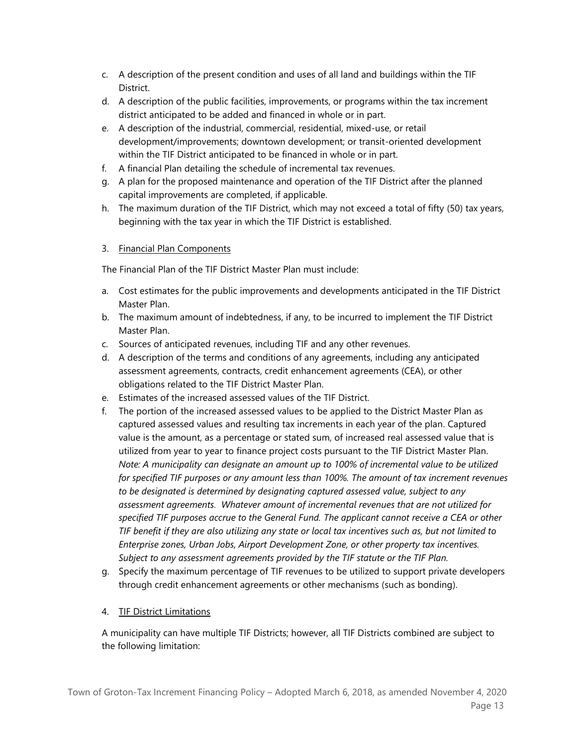c. A description of the present condition and uses of all land and buildings within the TIF District.
d. A description of the public facilities, improvements, or programs within the tax increment district anticipated to be added and financed in whole or in part.
e. A description of the industrial, commercial, residential, mixed-use, or retail development/improvements; downtown development; or transit-oriented development within the TIF District anticipated to be financed in whole or in part.
f. A financial Plan detailing the schedule of incremental tax revenues.
g. A plan for the proposed maintenance and operation of the TIF District after the planned capital improvements are completed, if applicable.
h. The maximum duration of the TIF District, which may not exceed a total of fifty (50) tax years, beginning with the tax year in which the TIF District is established.

3. <u>Financial Plan Components</u>

The Financial Plan of the TIF District Master Plan must include:

a. Cost estimates for the public improvements and developments anticipated in the TIF District Master Plan.
b. The maximum amount of indebtedness, if any, to be incurred to implement the TIF District Master Plan.
c. Sources of anticipated revenues, including TIF and any other revenues.
d. A description of the terms and conditions of any agreements, including any anticipated assessment agreements, contracts, credit enhancement agreements (CEA), or other obligations related to the TIF District Master Plan.
e. Estimates of the increased assessed values of the TIF District.
f. The portion of the increased assessed values to be applied to the District Master Plan as captured assessed values and resulting tax increments in each year of the plan. Captured value is the amount, as a percentage or stated sum, of increased real assessed value that is utilized from year to year to finance project costs pursuant to the TIF District Master Plan. *Note: A municipality can designate an amount up to 100% of incremental value to be utilized for specified TIF purposes or any amount less than 100%. The amount of tax increment revenues to be designated is determined by designating captured assessed value, subject to any assessment agreements. Whatever amount of incremental revenues that are not utilized for specified TIF purposes accrue to the General Fund. The applicant cannot receive a CEA or other TIF benefit if they are also utilizing any state or local tax incentives such as, but not limited to Enterprise zones, Urban Jobs, Airport Development Zone, or other property tax incentives. Subject to any assessment agreements provided by the TIF statute or the TIF Plan.*
g. Specify the maximum percentage of TIF revenues to be utilized to support private developers through credit enhancement agreements or other mechanisms (such as bonding).

4. <u>TIF District Limitations</u>

A municipality can have multiple TIF Districts; however, all TIF Districts combined are subject to the following limitation: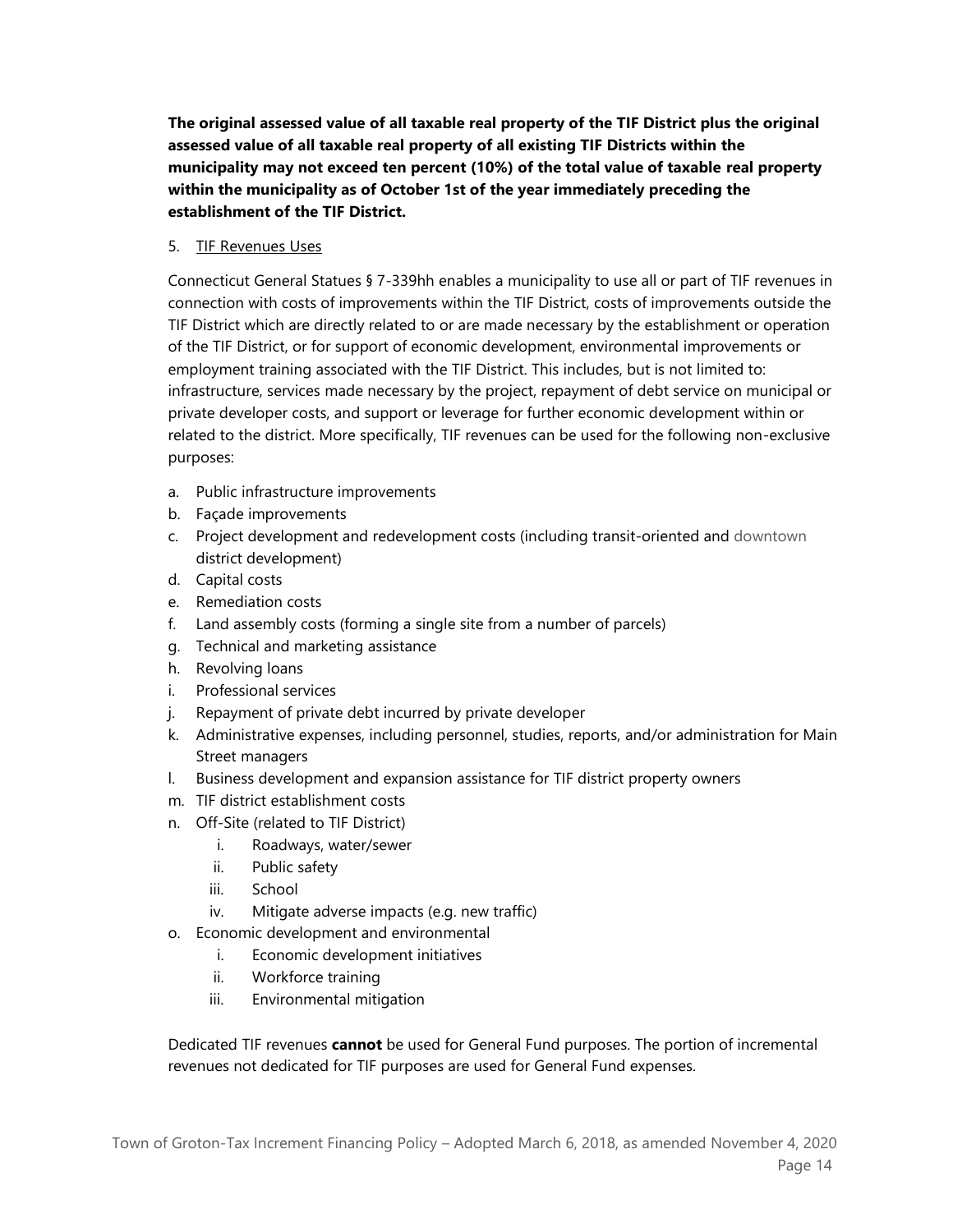**The original assessed value of all taxable real property of the TIF District plus the original assessed value of all taxable real property of all existing TIF Districts within the municipality may not exceed ten percent (10%) of the total value of taxable real property within the municipality as of October 1st of the year immediately preceding the establishment of the TIF District.**

5. TIF Revenues Uses

Connecticut General Statues § 7-339hh enables a municipality to use all or part of TIF revenues in connection with costs of improvements within the TIF District, costs of improvements outside the TIF District which are directly related to or are made necessary by the establishment or operation of the TIF District, or for support of economic development, environmental improvements or employment training associated with the TIF District. This includes, but is not limited to: infrastructure, services made necessary by the project, repayment of debt service on municipal or private developer costs, and support or leverage for further economic development within or related to the district. More specifically, TIF revenues can be used for the following non-exclusive purposes:

a. Public infrastructure improvements
b. Façade improvements
c. Project development and redevelopment costs (including transit-oriented and downtown district development)
d. Capital costs
e. Remediation costs
f. Land assembly costs (forming a single site from a number of parcels)
g. Technical and marketing assistance
h. Revolving loans
i. Professional services
j. Repayment of private debt incurred by private developer
k. Administrative expenses, including personnel, studies, reports, and/or administration for Main Street managers
l. Business development and expansion assistance for TIF district property owners
m. TIF district establishment costs
n. Off-Site (related to TIF District)
    i. Roadways, water/sewer
    ii. Public safety
    iii. School
    iv. Mitigate adverse impacts (e.g. new traffic)
o. Economic development and environmental
    i. Economic development initiatives
    ii. Workforce training
    iii. Environmental mitigation

Dedicated TIF revenues **cannot** be used for General Fund purposes. The portion of incremental revenues not dedicated for TIF purposes are used for General Fund expenses.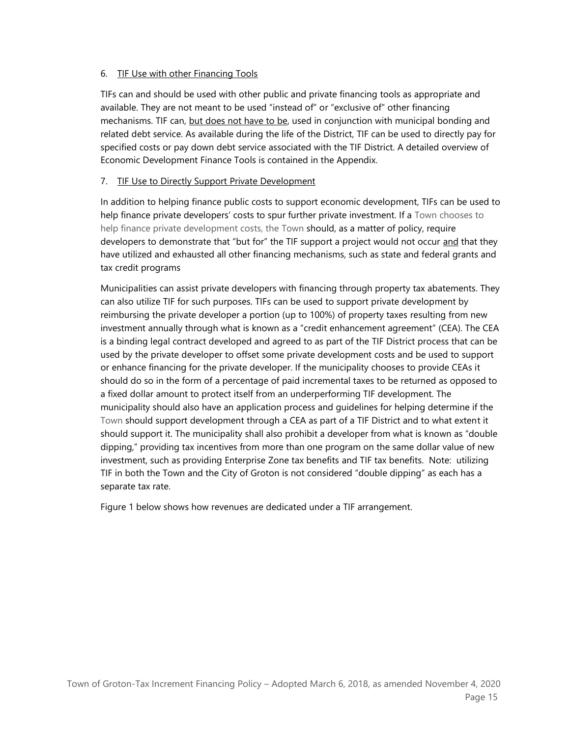6. TIF Use with other Financing Tools

TIFs can and should be used with other public and private financing tools as appropriate and available. They are not meant to be used "instead of" or "exclusive of" other financing mechanisms. TIF can, but does not have to be, used in conjunction with municipal bonding and related debt service. As available during the life of the District, TIF can be used to directly pay for specified costs or pay down debt service associated with the TIF District. A detailed overview of Economic Development Finance Tools is contained in the Appendix.

7. TIF Use to Directly Support Private Development

In addition to helping finance public costs to support economic development, TIFs can be used to help finance private developers' costs to spur further private investment. If a Town chooses to help finance private development costs, the Town should, as a matter of policy, require developers to demonstrate that "but for" the TIF support a project would not occur and that they have utilized and exhausted all other financing mechanisms, such as state and federal grants and tax credit programs

Municipalities can assist private developers with financing through property tax abatements. They can also utilize TIF for such purposes. TIFs can be used to support private development by reimbursing the private developer a portion (up to 100%) of property taxes resulting from new investment annually through what is known as a "credit enhancement agreement" (CEA). The CEA is a binding legal contract developed and agreed to as part of the TIF District process that can be used by the private developer to offset some private development costs and be used to support or enhance financing for the private developer. If the municipality chooses to provide CEAs it should do so in the form of a percentage of paid incremental taxes to be returned as opposed to a fixed dollar amount to protect itself from an underperforming TIF development. The municipality should also have an application process and guidelines for helping determine if the Town should support development through a CEA as part of a TIF District and to what extent it should support it. The municipality shall also prohibit a developer from what is known as "double dipping," providing tax incentives from more than one program on the same dollar value of new investment, such as providing Enterprise Zone tax benefits and TIF tax benefits. Note: utilizing TIF in both the Town and the City of Groton is not considered "double dipping" as each has a separate tax rate.

Figure 1 below shows how revenues are dedicated under a TIF arrangement.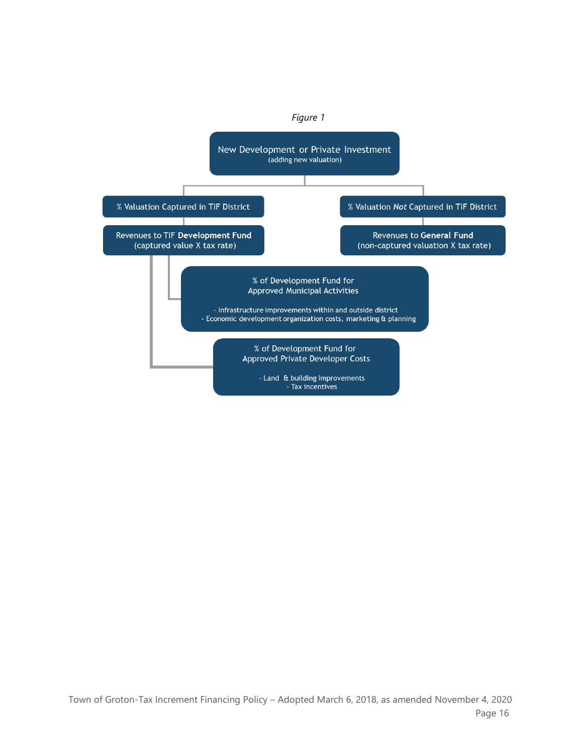*Figure 1*

**New Development or Private Investment**
(adding new valuation)

- % Valuation Captured in TIF District
  - Revenues to TIF **Development Fund** (captured value X tax rate)
    - % of Development Fund for Approved Municipal Activities
      - Infrastructure improvements within and outside district
      - Economic development organization costs, marketing & planning
    - % of Development Fund for Approved Private Developer Costs
      - Land & building improvements
      - Tax incentives
- % Valuation *Not* Captured in TIF District
  - Revenues to **General Fund** (non-captured valuation X tax rate)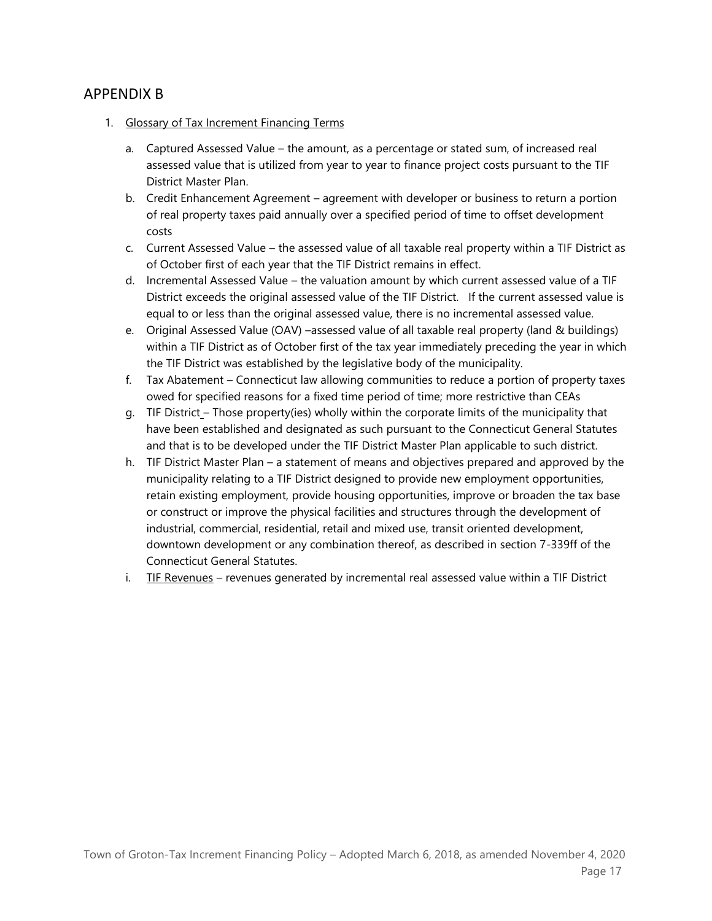## APPENDIX B

1. Glossary of Tax Increment Financing Terms

   a. Captured Assessed Value – the amount, as a percentage or stated sum, of increased real assessed value that is utilized from year to year to finance project costs pursuant to the TIF District Master Plan.
   b. Credit Enhancement Agreement – agreement with developer or business to return a portion of real property taxes paid annually over a specified period of time to offset development costs
   c. Current Assessed Value – the assessed value of all taxable real property within a TIF District as of October first of each year that the TIF District remains in effect.
   d. Incremental Assessed Value – the valuation amount by which current assessed value of a TIF District exceeds the original assessed value of the TIF District. If the current assessed value is equal to or less than the original assessed value, there is no incremental assessed value.
   e. Original Assessed Value (OAV) –assessed value of all taxable real property (land & buildings) within a TIF District as of October first of the tax year immediately preceding the year in which the TIF District was established by the legislative body of the municipality.
   f. Tax Abatement – Connecticut law allowing communities to reduce a portion of property taxes owed for specified reasons for a fixed time period of time; more restrictive than CEAs
   g. TIF District – Those property(ies) wholly within the corporate limits of the municipality that have been established and designated as such pursuant to the Connecticut General Statutes and that is to be developed under the TIF District Master Plan applicable to such district.
   h. TIF District Master Plan – a statement of means and objectives prepared and approved by the municipality relating to a TIF District designed to provide new employment opportunities, retain existing employment, provide housing opportunities, improve or broaden the tax base or construct or improve the physical facilities and structures through the development of industrial, commercial, residential, retail and mixed use, transit oriented development, downtown development or any combination thereof, as described in section 7-339ff of the Connecticut General Statutes.
   i. TIF Revenues – revenues generated by incremental real assessed value within a TIF District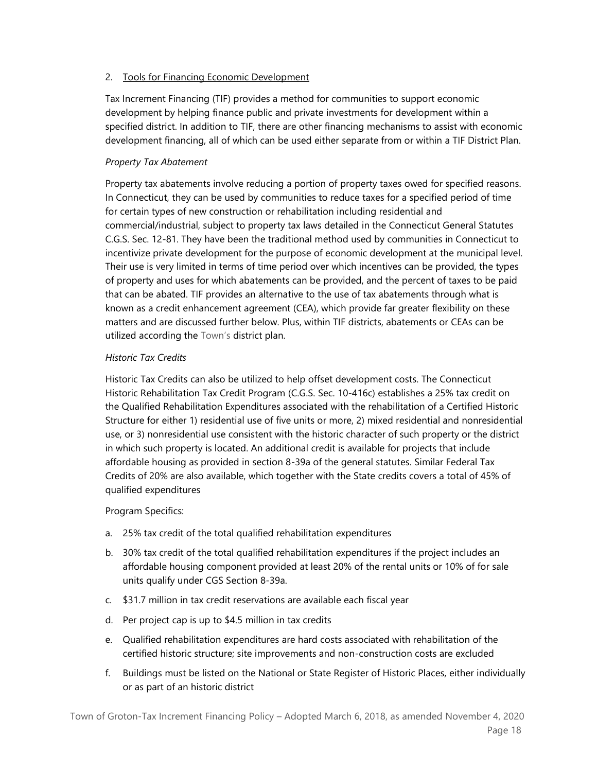2. <u>Tools for Financing Economic Development</u>

Tax Increment Financing (TIF) provides a method for communities to support economic development by helping finance public and private investments for development within a specified district. In addition to TIF, there are other financing mechanisms to assist with economic development financing, all of which can be used either separate from or within a TIF District Plan.

*Property Tax Abatement*

Property tax abatements involve reducing a portion of property taxes owed for specified reasons. In Connecticut, they can be used by communities to reduce taxes for a specified period of time for certain types of new construction or rehabilitation including residential and commercial/industrial, subject to property tax laws detailed in the Connecticut General Statutes C.G.S. Sec. 12-81. They have been the traditional method used by communities in Connecticut to incentivize private development for the purpose of economic development at the municipal level. Their use is very limited in terms of time period over which incentives can be provided, the types of property and uses for which abatements can be provided, and the percent of taxes to be paid that can be abated. TIF provides an alternative to the use of tax abatements through what is known as a credit enhancement agreement (CEA), which provide far greater flexibility on these matters and are discussed further below. Plus, within TIF districts, abatements or CEAs can be utilized according the Town's district plan.

*Historic Tax Credits*

Historic Tax Credits can also be utilized to help offset development costs. The Connecticut Historic Rehabilitation Tax Credit Program (C.G.S. Sec. 10-416c) establishes a 25% tax credit on the Qualified Rehabilitation Expenditures associated with the rehabilitation of a Certified Historic Structure for either 1) residential use of five units or more, 2) mixed residential and nonresidential use, or 3) nonresidential use consistent with the historic character of such property or the district in which such property is located. An additional credit is available for projects that include affordable housing as provided in section 8-39a of the general statutes. Similar Federal Tax Credits of 20% are also available, which together with the State credits covers a total of 45% of qualified expenditures

Program Specifics:

a. 25% tax credit of the total qualified rehabilitation expenditures
b. 30% tax credit of the total qualified rehabilitation expenditures if the project includes an affordable housing component provided at least 20% of the rental units or 10% of for sale units qualify under CGS Section 8-39a.
c. $31.7 million in tax credit reservations are available each fiscal year
d. Per project cap is up to $4.5 million in tax credits
e. Qualified rehabilitation expenditures are hard costs associated with rehabilitation of the certified historic structure; site improvements and non-construction costs are excluded
f. Buildings must be listed on the National or State Register of Historic Places, either individually or as part of an historic district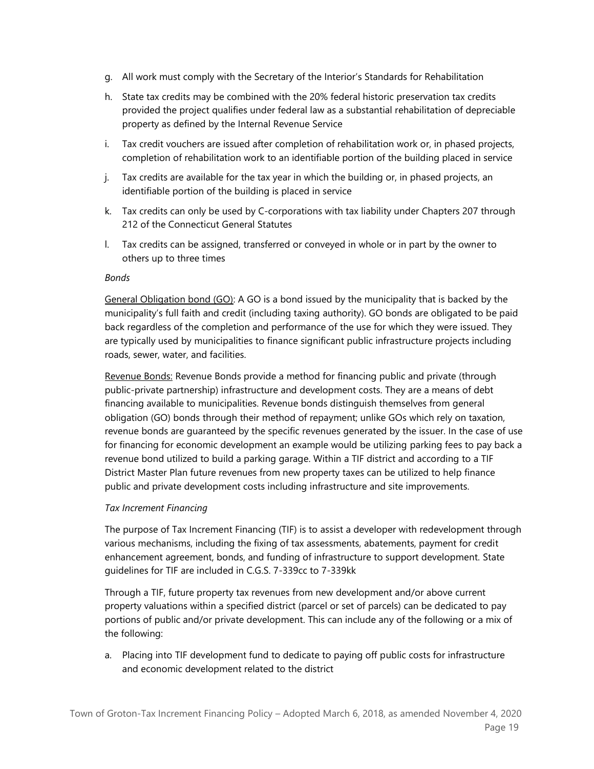g. All work must comply with the Secretary of the Interior's Standards for Rehabilitation

h. State tax credits may be combined with the 20% federal historic preservation tax credits provided the project qualifies under federal law as a substantial rehabilitation of depreciable property as defined by the Internal Revenue Service

i. Tax credit vouchers are issued after completion of rehabilitation work or, in phased projects, completion of rehabilitation work to an identifiable portion of the building placed in service

j. Tax credits are available for the tax year in which the building or, in phased projects, an identifiable portion of the building is placed in service

k. Tax credits can only be used by C-corporations with tax liability under Chapters 207 through 212 of the Connecticut General Statutes

l. Tax credits can be assigned, transferred or conveyed in whole or in part by the owner to others up to three times

*Bonds*

General Obligation bond (GO): A GO is a bond issued by the municipality that is backed by the municipality's full faith and credit (including taxing authority). GO bonds are obligated to be paid back regardless of the completion and performance of the use for which they were issued. They are typically used by municipalities to finance significant public infrastructure projects including roads, sewer, water, and facilities.

Revenue Bonds: Revenue Bonds provide a method for financing public and private (through public-private partnership) infrastructure and development costs. They are a means of debt financing available to municipalities. Revenue bonds distinguish themselves from general obligation (GO) bonds through their method of repayment; unlike GOs which rely on taxation, revenue bonds are guaranteed by the specific revenues generated by the issuer. In the case of use for financing for economic development an example would be utilizing parking fees to pay back a revenue bond utilized to build a parking garage. Within a TIF district and according to a TIF District Master Plan future revenues from new property taxes can be utilized to help finance public and private development costs including infrastructure and site improvements.

*Tax Increment Financing*

The purpose of Tax Increment Financing (TIF) is to assist a developer with redevelopment through various mechanisms, including the fixing of tax assessments, abatements, payment for credit enhancement agreement, bonds, and funding of infrastructure to support development. State guidelines for TIF are included in C.G.S. 7-339cc to 7-339kk

Through a TIF, future property tax revenues from new development and/or above current property valuations within a specified district (parcel or set of parcels) can be dedicated to pay portions of public and/or private development. This can include any of the following or a mix of the following:

a. Placing into TIF development fund to dedicate to paying off public costs for infrastructure and economic development related to the district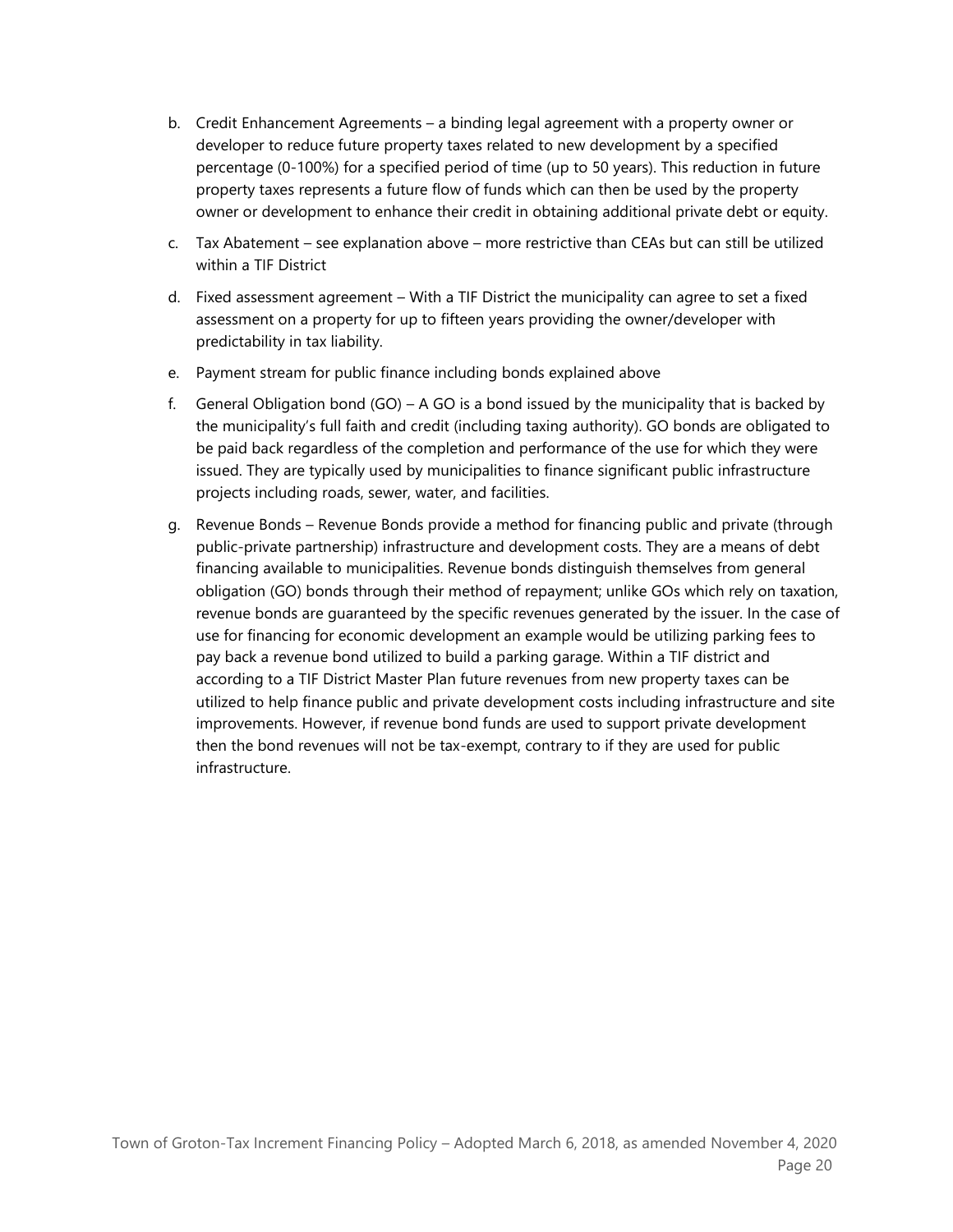b. Credit Enhancement Agreements – a binding legal agreement with a property owner or developer to reduce future property taxes related to new development by a specified percentage (0-100%) for a specified period of time (up to 50 years). This reduction in future property taxes represents a future flow of funds which can then be used by the property owner or development to enhance their credit in obtaining additional private debt or equity.

c. Tax Abatement – see explanation above – more restrictive than CEAs but can still be utilized within a TIF District

d. Fixed assessment agreement – With a TIF District the municipality can agree to set a fixed assessment on a property for up to fifteen years providing the owner/developer with predictability in tax liability.

e. Payment stream for public finance including bonds explained above

f. General Obligation bond (GO) – A GO is a bond issued by the municipality that is backed by the municipality's full faith and credit (including taxing authority). GO bonds are obligated to be paid back regardless of the completion and performance of the use for which they were issued. They are typically used by municipalities to finance significant public infrastructure projects including roads, sewer, water, and facilities.

g. Revenue Bonds – Revenue Bonds provide a method for financing public and private (through public-private partnership) infrastructure and development costs. They are a means of debt financing available to municipalities. Revenue bonds distinguish themselves from general obligation (GO) bonds through their method of repayment; unlike GOs which rely on taxation, revenue bonds are guaranteed by the specific revenues generated by the issuer. In the case of use for financing for economic development an example would be utilizing parking fees to pay back a revenue bond utilized to build a parking garage. Within a TIF district and according to a TIF District Master Plan future revenues from new property taxes can be utilized to help finance public and private development costs including infrastructure and site improvements. However, if revenue bond funds are used to support private development then the bond revenues will not be tax-exempt, contrary to if they are used for public infrastructure.